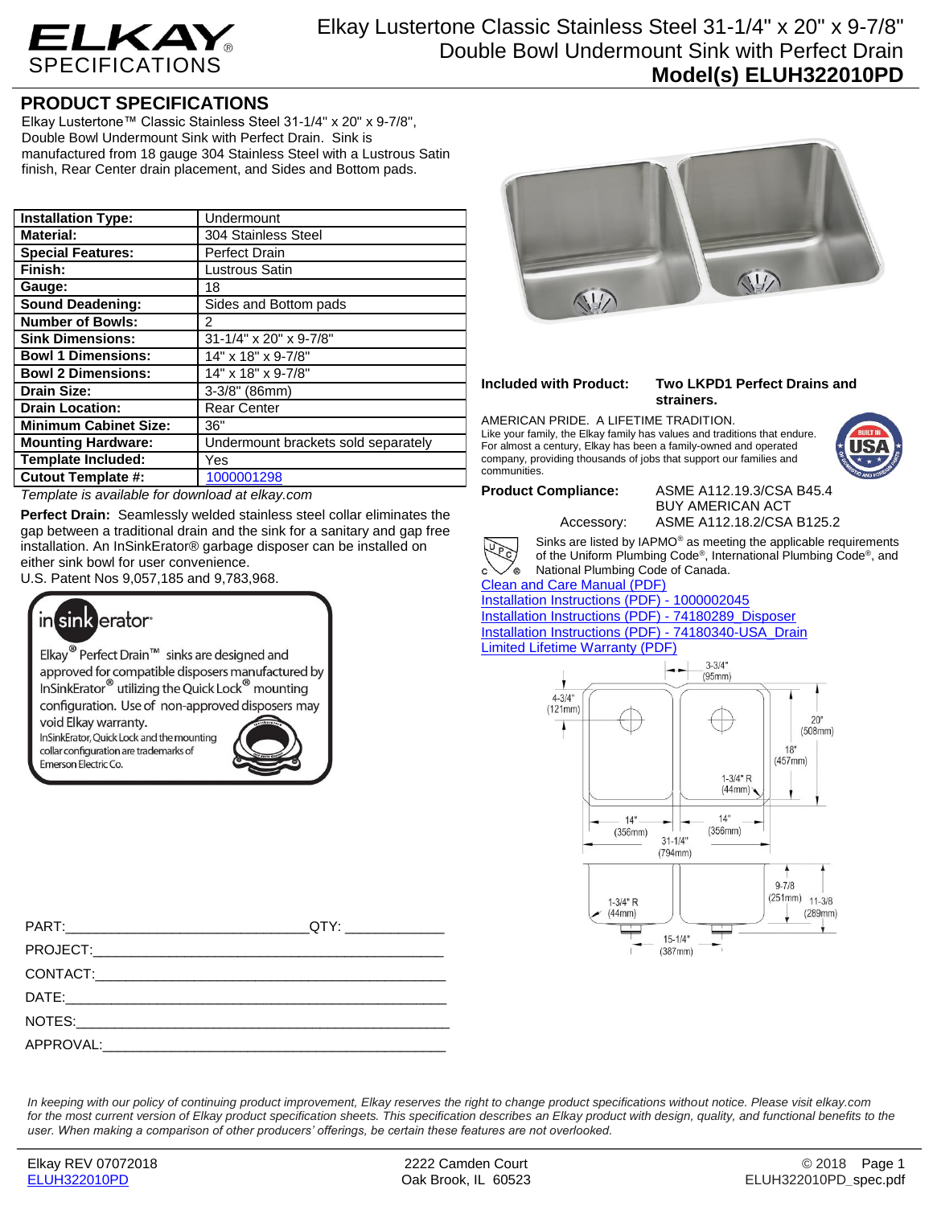# Elkay Lustertone Classic Stainless Steel 31-1/4" x 20" x 9-7/8" Double Bowl Undermount Sink with Perfect Drain

**Model(s) ELUH322010PD**

## PRODUCT SPECIFICATIONS

Elkay Lustertone™ Classic Stainless Steel 31-1/4" x 20" x 9-7/8", Double Bowl Undermount Sink with Perfect Drain. Sink is manufactured from 18 gauge 304 Stainless Steel with a Lustrous Satin finish, Rear Center drain placement, and Sides and Bottom pads.

| | |
|---|---|
| **Installation Type:** | Undermount |
| **Material:** | 304 Stainless Steel |
| **Special Features:** | Perfect Drain |
| **Finish:** | Lustrous Satin |
| **Gauge:** | 18 |
| **Sound Deadening:** | Sides and Bottom pads |
| **Number of Bowls:** | 2 |
| **Sink Dimensions:** | 31-1/4" x 20" x 9-7/8" |
| **Bowl 1 Dimensions:** | 14" x 18" x 9-7/8" |
| **Bowl 2 Dimensions:** | 14" x 18" x 9-7/8" |
| **Drain Size:** | 3-3/8" (86mm) |
| **Drain Location:** | Rear Center |
| **Minimum Cabinet Size:** | 36" |
| **Mounting Hardware:** | Undermount brackets sold separately |
| **Template Included:** | Yes |
| **Cutout Template #:** | 1000001298 |

*Template is available for download at elkay.com*

**Perfect Drain:** Seamlessly welded stainless steel collar eliminates the gap between a traditional drain and the sink for a sanitary and gap free installation. An InSinkErator® garbage disposer can be installed on either sink bowl for user convenience.
U.S. Patent Nos 9,057,185 and 9,783,968.

insinkerator®

Elkay® Perfect Drain™ sinks are designed and approved for compatible disposers manufactured by InSinkErator® utilizing the Quick Lock® mounting configuration. Use of non-approved disposers may void Elkay warranty.
InSinkErator, Quick Lock and the mounting collar configuration are trademarks of Emerson Electric Co.

**Included with Product:** **Two LKPD1 Perfect Drains and strainers.**

AMERICAN PRIDE. A LIFETIME TRADITION.
Like your family, the Elkay family has values and traditions that endure. For almost a century, Elkay has been a family-owned and operated company, providing thousands of jobs that support our families and communities.

**Product Compliance:** ASME A112.19.3/CSA B45.4
BUY AMERICAN ACT
Accessory: ASME A112.18.2/CSA B125.2

Sinks are listed by IAPMO® as meeting the applicable requirements of the Uniform Plumbing Code®, International Plumbing Code®, and National Plumbing Code of Canada.

Clean and Care Manual (PDF)
Installation Instructions (PDF) - 1000002045
Installation Instructions (PDF) - 74180289_Disposer
Installation Instructions (PDF) - 74180340-USA_Drain
Limited Lifetime Warranty (PDF)

3-3/4" (95mm)
4-3/4" (121mm)
20" (508mm)
18" (457mm)
1-3/4" R (44mm)
14" (356mm)
14" (356mm)
31-1/4" (794mm)
9-7/8 (251mm)
11-3/8 (289mm)
1-3/4" R (44mm)
15-1/4" (387mm)

PART:_______________________________QTY: ____________
PROJECT:_____________________________________________
CONTACT:_____________________________________________
DATE:________________________________________________
NOTES:_______________________________________________
APPROVAL:____________________________________________

*In keeping with our policy of continuing product improvement, Elkay reserves the right to change product specifications without notice. Please visit elkay.com for the most current version of Elkay product specification sheets. This specification describes an Elkay product with design, quality, and functional benefits to the user. When making a comparison of other producers' offerings, be certain these features are not overlooked.*

Elkay REV 07072018 | 2222 Camden Court, Oak Brook, IL 60523 | © 2018
ELUH322010PD | ELUH322010PD_spec.pdf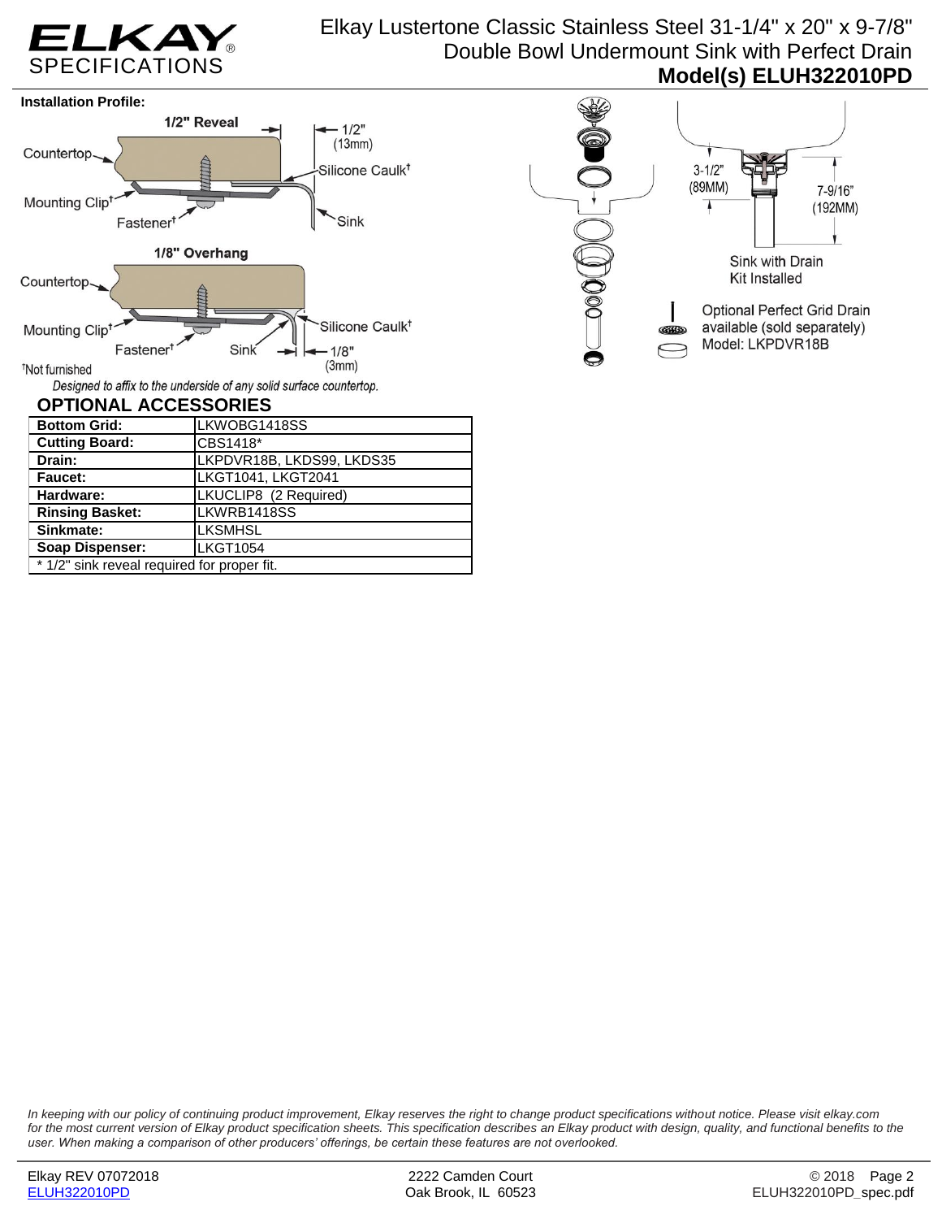# ELKAY SPECIFICATIONS

Elkay Lustertone Classic Stainless Steel 31-1/4" x 20" x 9-7/8" Double Bowl Undermount Sink with Perfect Drain

**Model(s) ELUH322010PD**

**Installation Profile:**

1/2" Reveal

Countertop
Mounting Clip†
Fastener†
1/2" (13mm)
Silicone Caulk†
Sink

1/8" Overhang

Countertop
Mounting Clip†
Fastener†
Sink
Silicone Caulk†
1/8" (3mm)

†Not furnished

*Designed to affix to the underside of any solid surface countertop.*

3-1/2" (89MM)
7-9/16" (192MM)
Sink with Drain Kit Installed

Optional Perfect Grid Drain available (sold separately) Model: LKPDVR18B

## OPTIONAL ACCESSORIES

| | |
|---|---|
| **Bottom Grid:** | LKWOBG1418SS |
| **Cutting Board:** | CBS1418* |
| **Drain:** | LKPDVR18B, LKDS99, LKDS35 |
| **Faucet:** | LKGT1041, LKGT2041 |
| **Hardware:** | LKUCLIP8 (2 Required) |
| **Rinsing Basket:** | LKWRB1418SS |
| **Sinkmate:** | LKSMHSL |
| **Soap Dispenser:** | LKGT1054 |
| * 1/2" sink reveal required for proper fit. | |

*In keeping with our policy of continuing product improvement, Elkay reserves the right to change product specifications without notice. Please visit elkay.com for the most current version of Elkay product specification sheets. This specification describes an Elkay product with design, quality, and functional benefits to the user. When making a comparison of other producers' offerings, be certain these features are not overlooked.*

Elkay REV 07072018
ELUH322010PD

2222 Camden Court
Oak Brook, IL 60523

© 2018
ELUH322010PD_spec.pdf